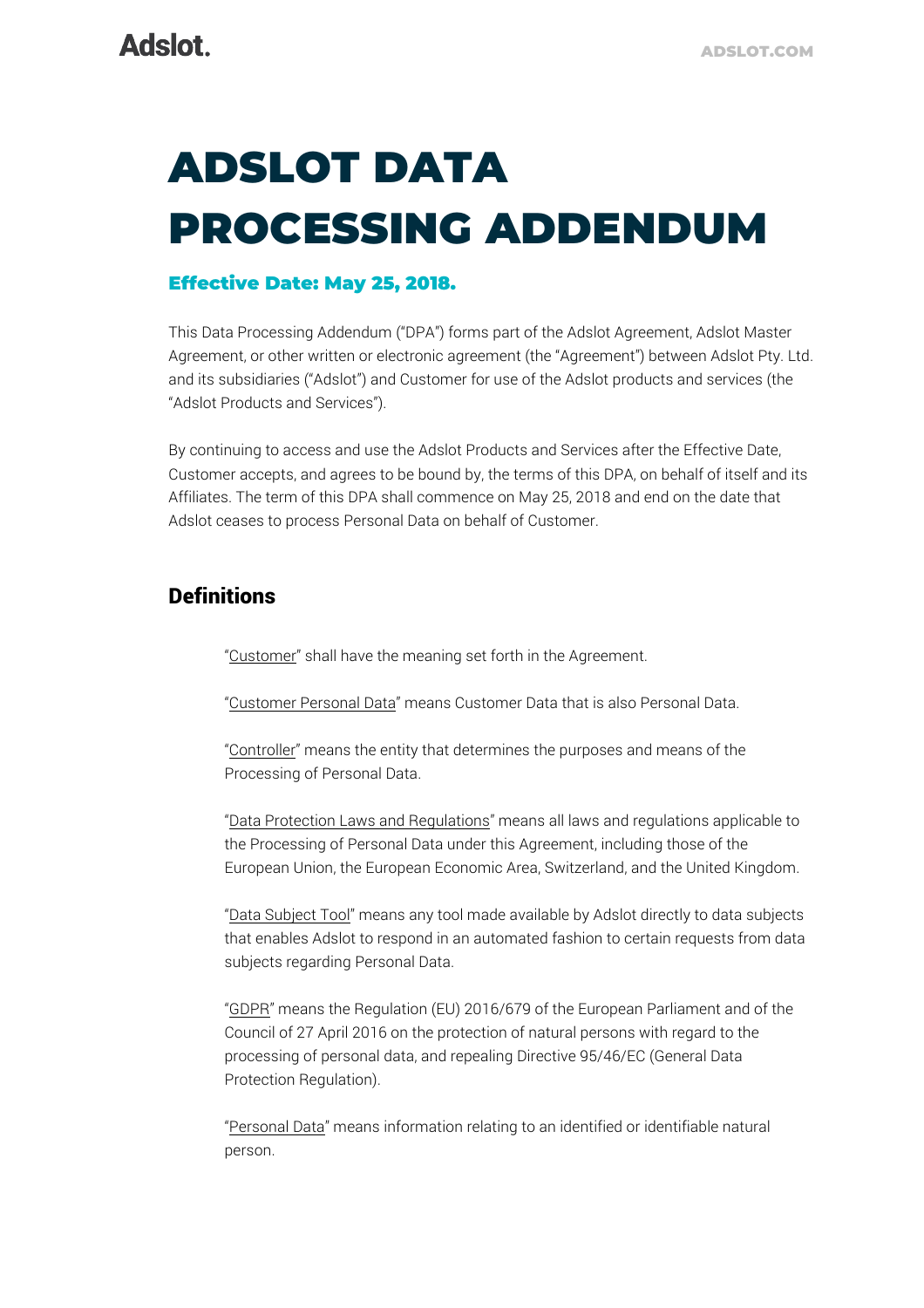# ADSLOT DATA PROCESSING ADDENDUM

**Effective Date: May 25, 2018.**

This Data Processing Addendum ("DPA") forms part of the Adslot Agreement, Adslot Master Agreement, or other written or electronic agreement (the "Agreement") between Adslot Pty. Ltd. and its subsidiaries ("Adslot") and Customer for use of the Adslot products and services (the "Adslot Products and Services").

By continuing to access and use the Adslot Products and Services after the Effective Date, Customer accepts, and agrees to be bound by, the terms of this DPA, on behalf of itself and its Affiliates. The term of this DPA shall commence on May 25, 2018 and end on the date that Adslot ceases to process Personal Data on behalf of Customer.

## Definitions

"Customer" shall have the meaning set forth in the Agreement.

"Customer Personal Data" means Customer Data that is also Personal Data.

"Controller" means the entity that determines the purposes and means of the Processing of Personal Data.

"Data Protection Laws and Regulations" means all laws and regulations applicable to the Processing of Personal Data under this Agreement, including those of the European Union, the European Economic Area, Switzerland, and the United Kingdom.

"Data Subject Tool" means any tool made available by Adslot directly to data subjects that enables Adslot to respond in an automated fashion to certain requests from data subjects regarding Personal Data.

"GDPR" means the Regulation (EU) 2016/679 of the European Parliament and of the Council of 27 April 2016 on the protection of natural persons with regard to the processing of personal data, and repealing Directive 95/46/EC (General Data Protection Regulation).

"Personal Data" means information relating to an identified or identifiable natural person.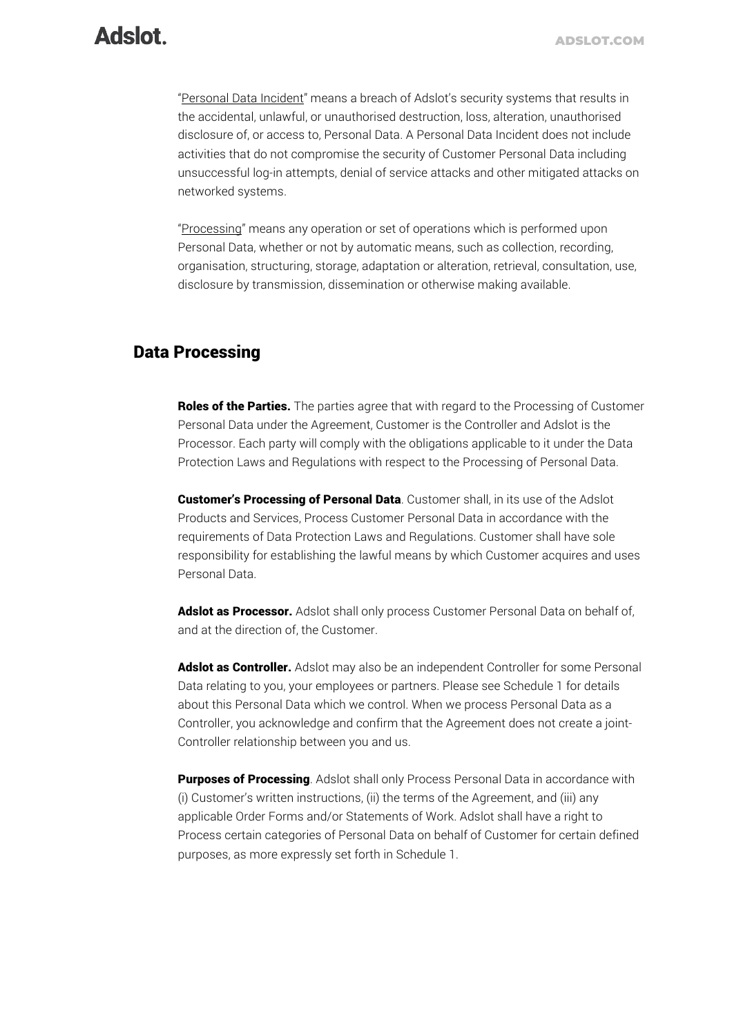"Personal Data Incident" means a breach of Adslot's security systems that results in the accidental, unlawful, or unauthorised destruction, loss, alteration, unauthorised disclosure of, or access to, Personal Data. A Personal Data Incident does not include activities that do not compromise the security of Customer Personal Data including unsuccessful log-in attempts, denial of service attacks and other mitigated attacks on networked systems.

"Processing" means any operation or set of operations which is performed upon Personal Data, whether or not by automatic means, such as collection, recording, organisation, structuring, storage, adaptation or alteration, retrieval, consultation, use, disclosure by transmission, dissemination or otherwise making available.

## Data Processing

**Roles of the Parties.** The parties agree that with regard to the Processing of Customer Personal Data under the Agreement, Customer is the Controller and Adslot is the Processor. Each party will comply with the obligations applicable to it under the Data Protection Laws and Regulations with respect to the Processing of Personal Data.

**Customer's Processing of Personal Data**. Customer shall, in its use of the Adslot Products and Services, Process Customer Personal Data in accordance with the requirements of Data Protection Laws and Regulations. Customer shall have sole responsibility for establishing the lawful means by which Customer acquires and uses Personal Data.

**Adslot as Processor.** Adslot shall only process Customer Personal Data on behalf of, and at the direction of, the Customer.

**Adslot as Controller.** Adslot may also be an independent Controller for some Personal Data relating to you, your employees or partners. Please see Schedule 1 for details about this Personal Data which we control. When we process Personal Data as a Controller, you acknowledge and confirm that the Agreement does not create a joint-Controller relationship between you and us.

**Purposes of Processing**. Adslot shall only Process Personal Data in accordance with (i) Customer's written instructions, (ii) the terms of the Agreement, and (iii) any applicable Order Forms and/or Statements of Work. Adslot shall have a right to Process certain categories of Personal Data on behalf of Customer for certain defined purposes, as more expressly set forth in Schedule 1.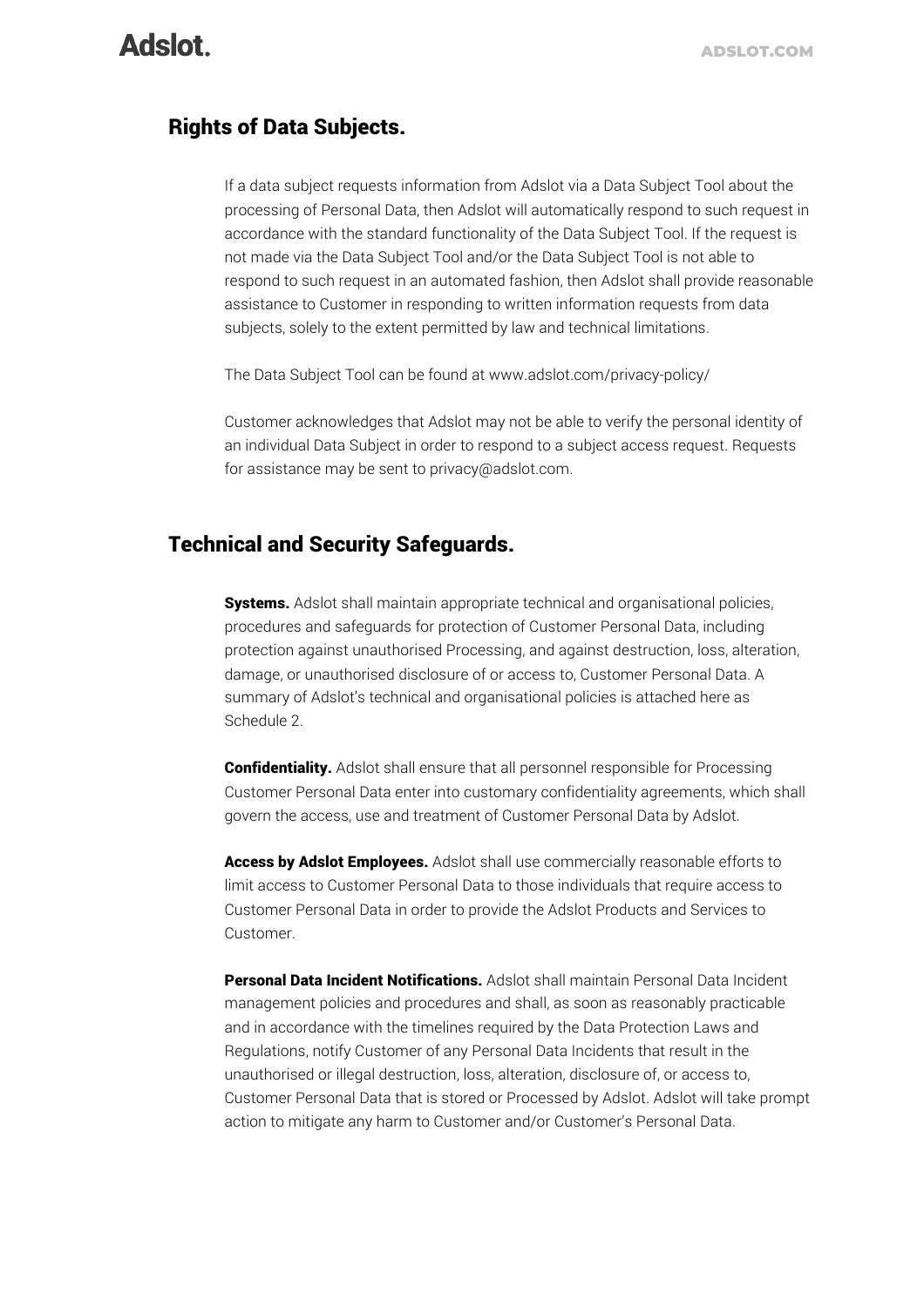## Rights of Data Subjects.

If a data subject requests information from Adslot via a Data Subject Tool about the processing of Personal Data, then Adslot will automatically respond to such request in accordance with the standard functionality of the Data Subject Tool. If the request is not made via the Data Subject Tool and/or the Data Subject Tool is not able to respond to such request in an automated fashion, then Adslot shall provide reasonable assistance to Customer in responding to written information requests from data subjects, solely to the extent permitted by law and technical limitations.

The Data Subject Tool can be found at www.adslot.com/privacy-policy/

Customer acknowledges that Adslot may not be able to verify the personal identity of an individual Data Subject in order to respond to a subject access request. Requests for assistance may be sent to privacy@adslot.com.

## Technical and Security Safeguards.

**Systems.** Adslot shall maintain appropriate technical and organisational policies, procedures and safeguards for protection of Customer Personal Data, including protection against unauthorised Processing, and against destruction, loss, alteration, damage, or unauthorised disclosure of or access to, Customer Personal Data. A summary of Adslot's technical and organisational policies is attached here as Schedule 2.

**Confidentiality.** Adslot shall ensure that all personnel responsible for Processing Customer Personal Data enter into customary confidentiality agreements, which shall govern the access, use and treatment of Customer Personal Data by Adslot.

**Access by Adslot Employees.** Adslot shall use commercially reasonable efforts to limit access to Customer Personal Data to those individuals that require access to Customer Personal Data in order to provide the Adslot Products and Services to Customer.

**Personal Data Incident Notifications.** Adslot shall maintain Personal Data Incident management policies and procedures and shall, as soon as reasonably practicable and in accordance with the timelines required by the Data Protection Laws and Regulations, notify Customer of any Personal Data Incidents that result in the unauthorised or illegal destruction, loss, alteration, disclosure of, or access to, Customer Personal Data that is stored or Processed by Adslot. Adslot will take prompt action to mitigate any harm to Customer and/or Customer's Personal Data.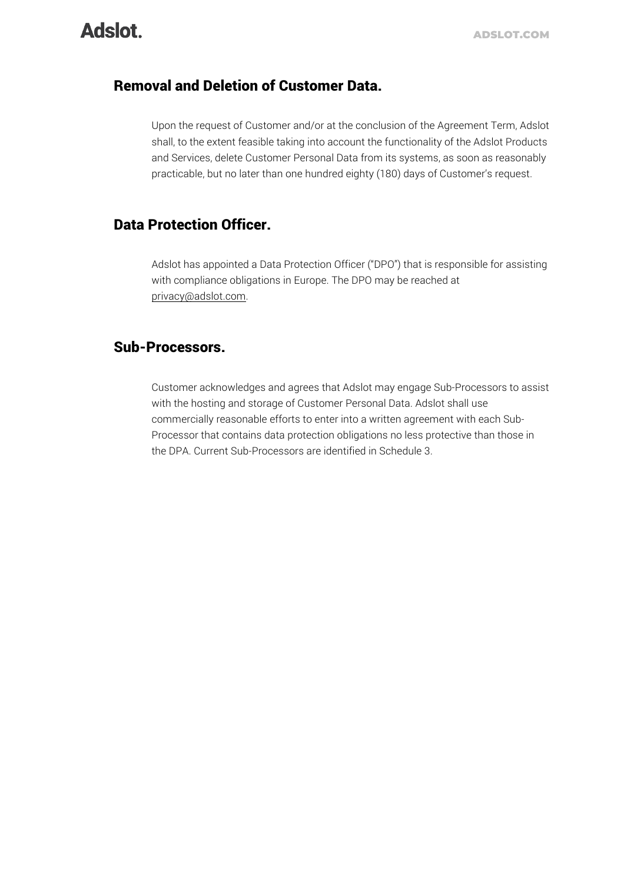## Removal and Deletion of Customer Data.

Upon the request of Customer and/or at the conclusion of the Agreement Term, Adslot shall, to the extent feasible taking into account the functionality of the Adslot Products and Services, delete Customer Personal Data from its systems, as soon as reasonably practicable, but no later than one hundred eighty (180) days of Customer's request.

## Data Protection Officer.

Adslot has appointed a Data Protection Officer ("DPO") that is responsible for assisting with compliance obligations in Europe. The DPO may be reached at privacy@adslot.com.

## Sub-Processors.

Customer acknowledges and agrees that Adslot may engage Sub-Processors to assist with the hosting and storage of Customer Personal Data. Adslot shall use commercially reasonable efforts to enter into a written agreement with each Sub-Processor that contains data protection obligations no less protective than those in the DPA. Current Sub-Processors are identified in Schedule 3.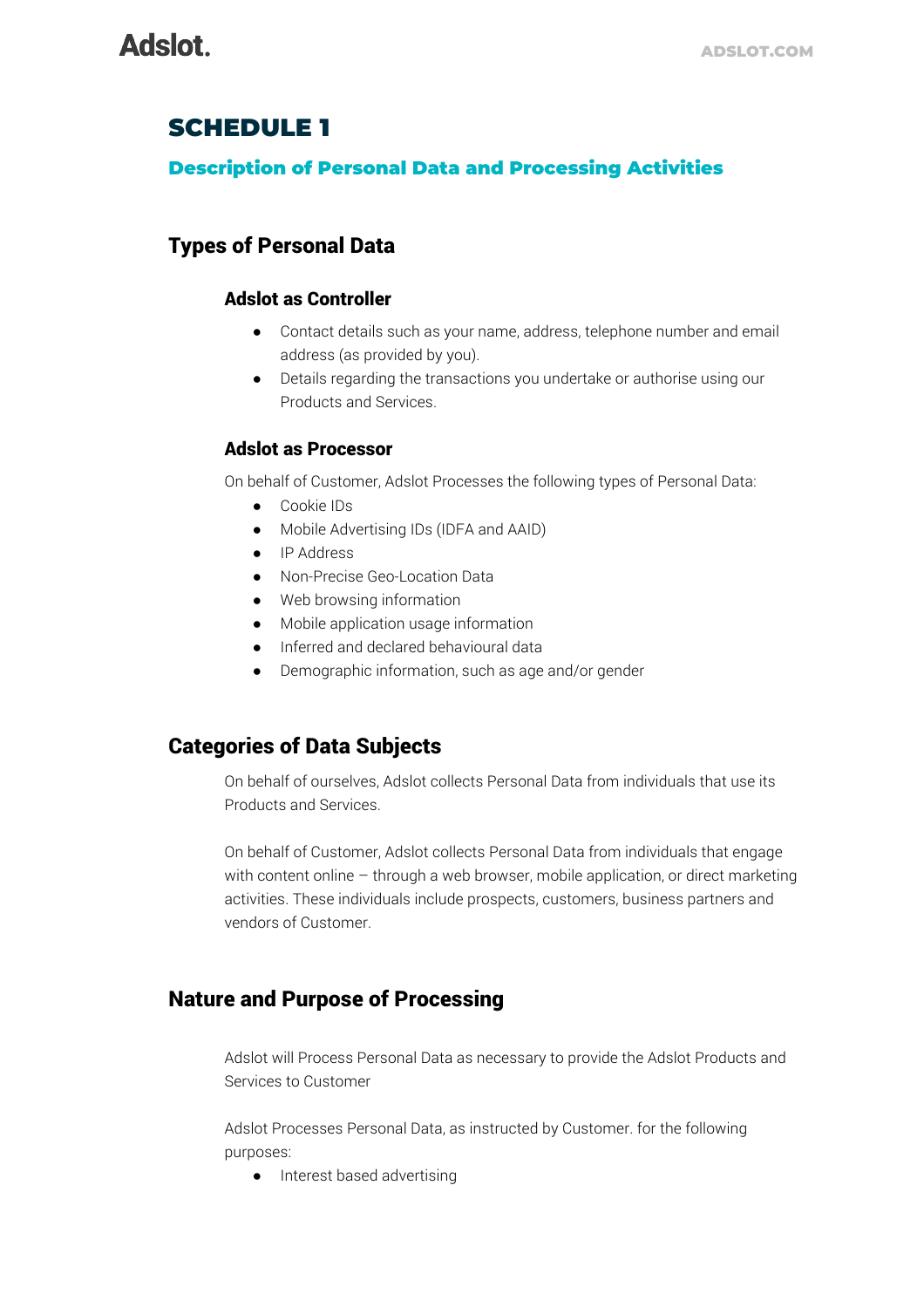# SCHEDULE 1

## Description of Personal Data and Processing Activities

## Types of Personal Data

### Adslot as Controller

- Contact details such as your name, address, telephone number and email address (as provided by you).
- Details regarding the transactions you undertake or authorise using our Products and Services.

### Adslot as Processor

On behalf of Customer, Adslot Processes the following types of Personal Data:

- Cookie IDs
- Mobile Advertising IDs (IDFA and AAID)
- IP Address
- Non-Precise Geo-Location Data
- Web browsing information
- Mobile application usage information
- Inferred and declared behavioural data
- Demographic information, such as age and/or gender

## Categories of Data Subjects

On behalf of ourselves, Adslot collects Personal Data from individuals that use its Products and Services.

On behalf of Customer, Adslot collects Personal Data from individuals that engage with content online – through a web browser, mobile application, or direct marketing activities. These individuals include prospects, customers, business partners and vendors of Customer.

## Nature and Purpose of Processing

Adslot will Process Personal Data as necessary to provide the Adslot Products and Services to Customer

Adslot Processes Personal Data, as instructed by Customer. for the following purposes:

- Interest based advertising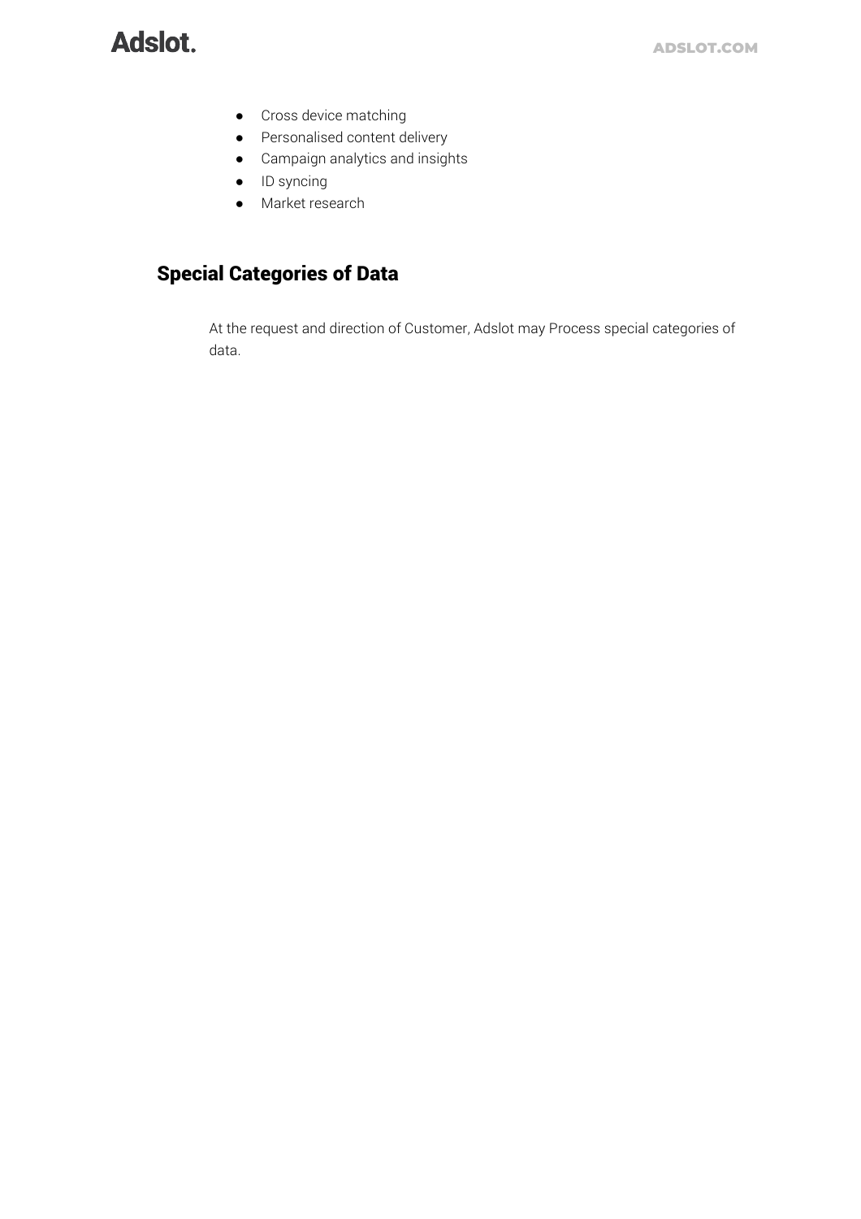- Cross device matching
- Personalised content delivery
- Campaign analytics and insights
- ID syncing
- Market research

## Special Categories of Data

At the request and direction of Customer, Adslot may Process special categories of data.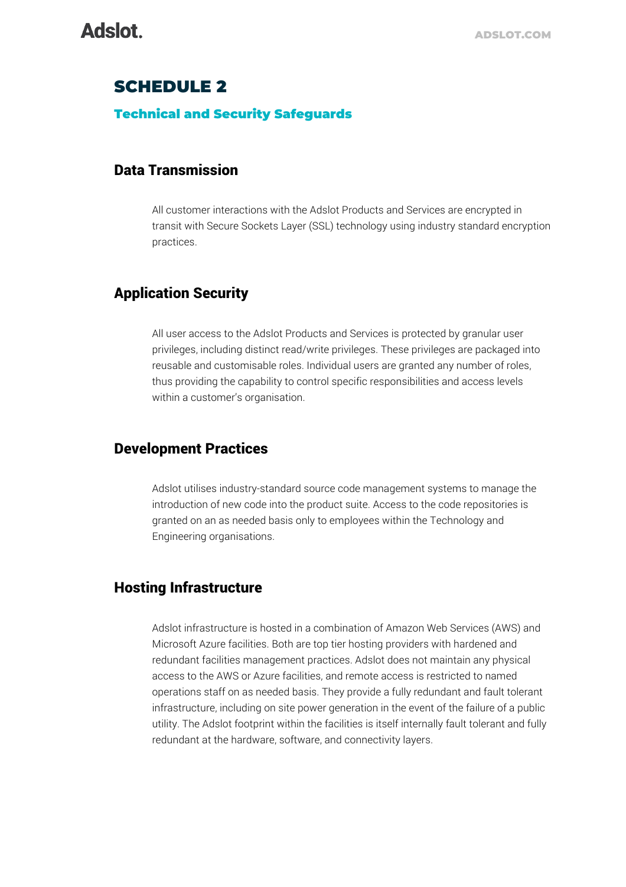# SCHEDULE 2

## Technical and Security Safeguards

### Data Transmission

All customer interactions with the Adslot Products and Services are encrypted in transit with Secure Sockets Layer (SSL) technology using industry standard encryption practices.

### Application Security

All user access to the Adslot Products and Services is protected by granular user privileges, including distinct read/write privileges. These privileges are packaged into reusable and customisable roles. Individual users are granted any number of roles, thus providing the capability to control specific responsibilities and access levels within a customer's organisation.

### Development Practices

Adslot utilises industry-standard source code management systems to manage the introduction of new code into the product suite. Access to the code repositories is granted on an as needed basis only to employees within the Technology and Engineering organisations.

### Hosting Infrastructure

Adslot infrastructure is hosted in a combination of Amazon Web Services (AWS) and Microsoft Azure facilities. Both are top tier hosting providers with hardened and redundant facilities management practices. Adslot does not maintain any physical access to the AWS or Azure facilities, and remote access is restricted to named operations staff on as needed basis. They provide a fully redundant and fault tolerant infrastructure, including on site power generation in the event of the failure of a public utility. The Adslot footprint within the facilities is itself internally fault tolerant and fully redundant at the hardware, software, and connectivity layers.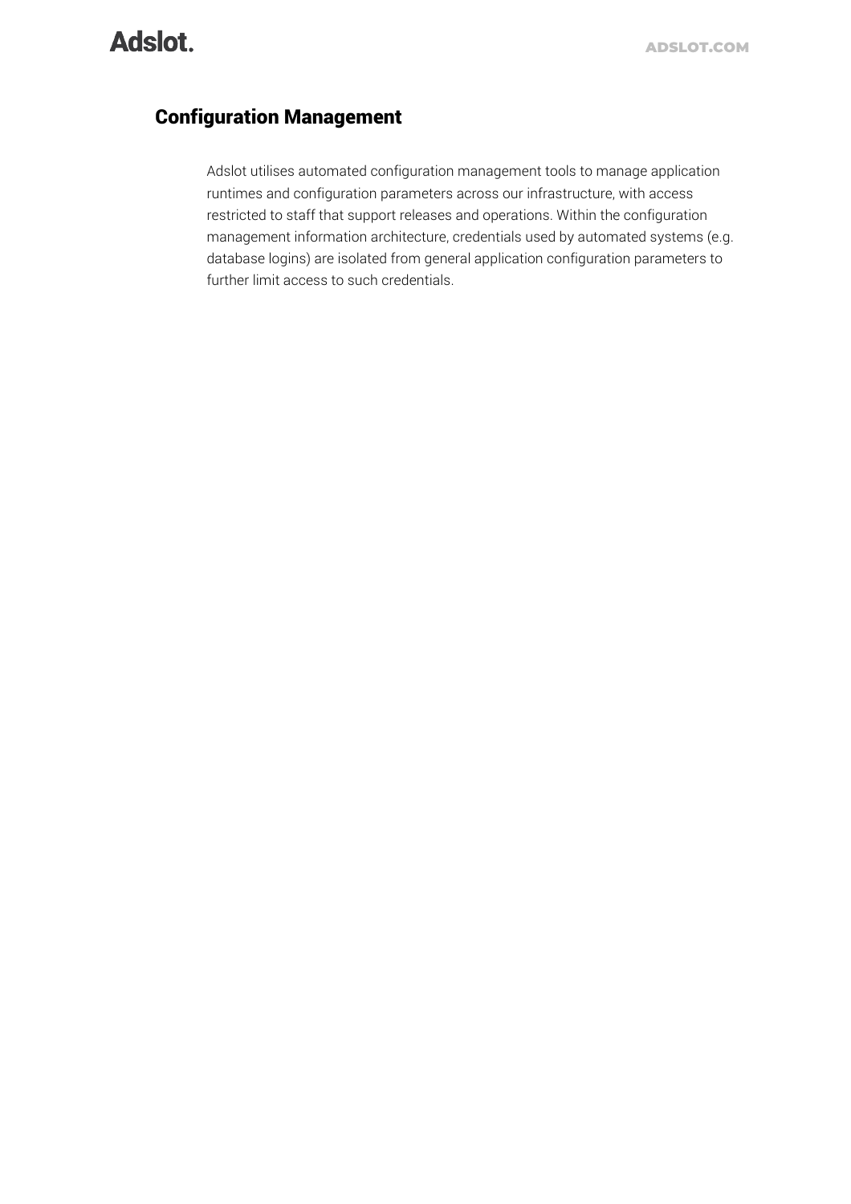## Configuration Management

Adslot utilises automated configuration management tools to manage application runtimes and configuration parameters across our infrastructure, with access restricted to staff that support releases and operations. Within the configuration management information architecture, credentials used by automated systems (e.g. database logins) are isolated from general application configuration parameters to further limit access to such credentials.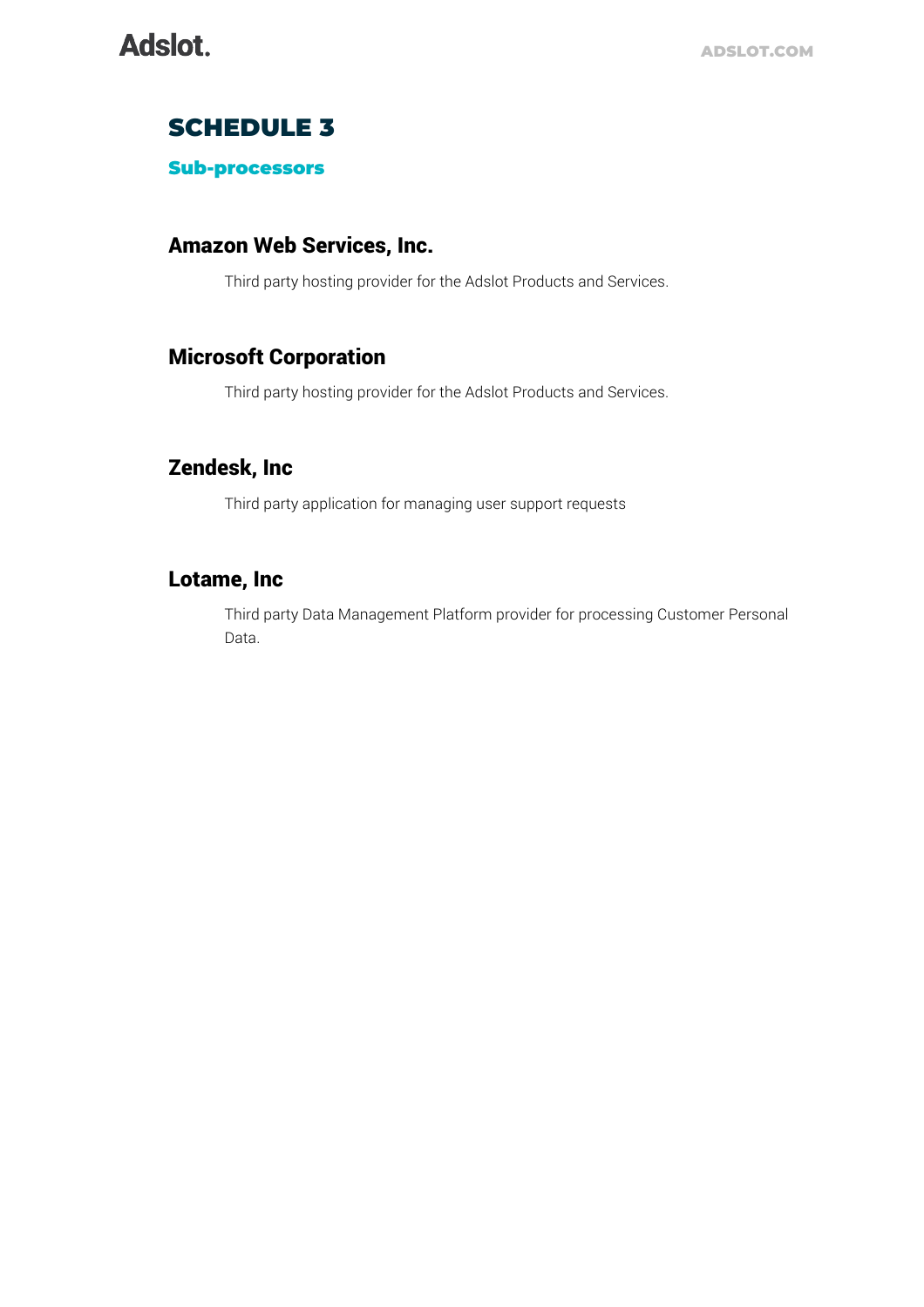# SCHEDULE 3

## Sub-processors

### Amazon Web Services, Inc.

Third party hosting provider for the Adslot Products and Services.

### Microsoft Corporation

Third party hosting provider for the Adslot Products and Services.

### Zendesk, Inc

Third party application for managing user support requests

### Lotame, Inc

Third party Data Management Platform provider for processing Customer Personal Data.